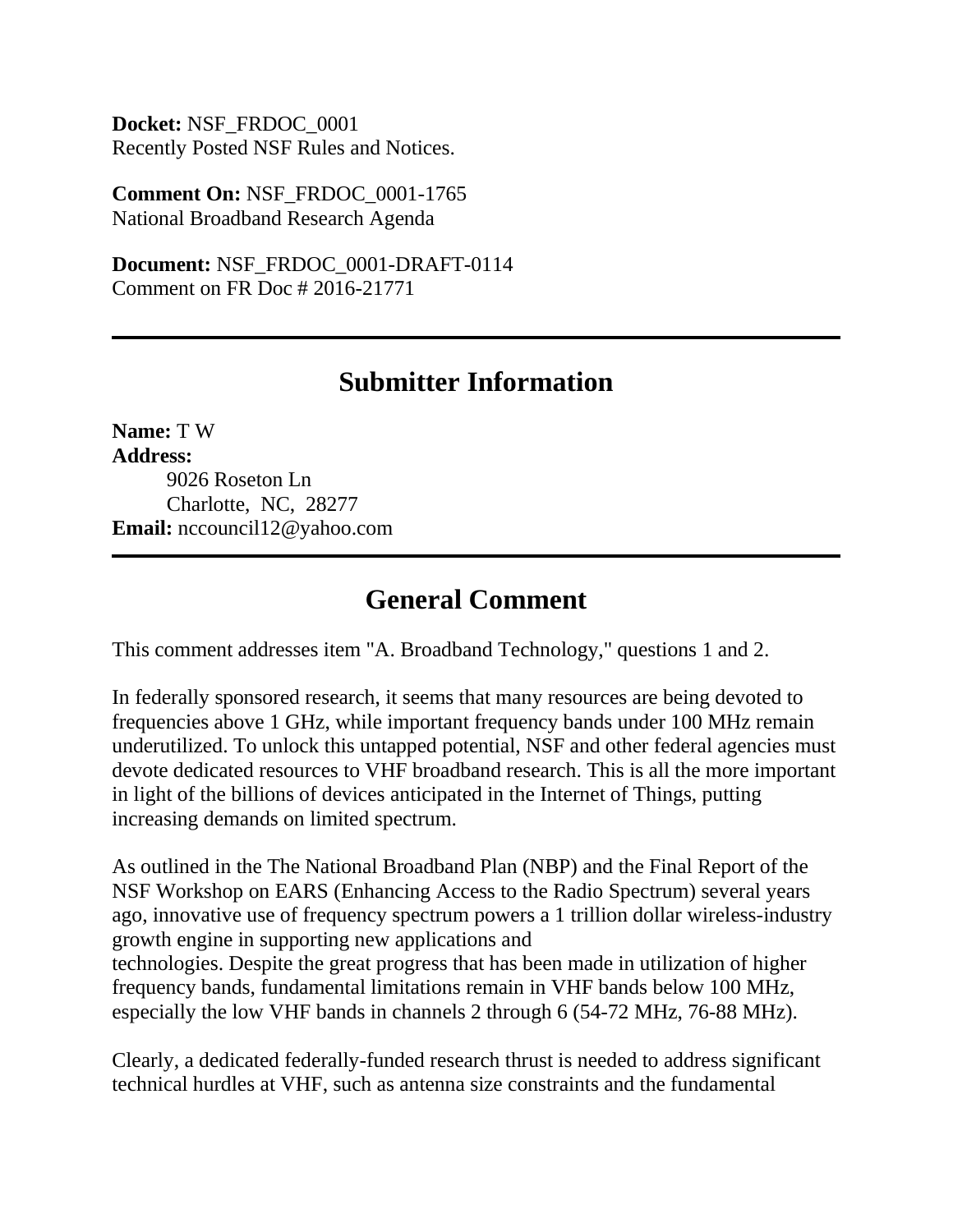**Docket:** NSF_FRDOC_0001
Recently Posted NSF Rules and Notices.

**Comment On:** NSF_FRDOC_0001-1765
National Broadband Research Agenda

**Document:** NSF_FRDOC_0001-DRAFT-0114
Comment on FR Doc # 2016-21771

---

## Submitter Information

**Name:** T W
**Address:**
9026 Roseton Ln
Charlotte, NC, 28277
**Email:** nccouncil12@yahoo.com

---

## General Comment

This comment addresses item "A. Broadband Technology," questions 1 and 2.

In federally sponsored research, it seems that many resources are being devoted to frequencies above 1 GHz, while important frequency bands under 100 MHz remain underutilized. To unlock this untapped potential, NSF and other federal agencies must devote dedicated resources to VHF broadband research. This is all the more important in light of the billions of devices anticipated in the Internet of Things, putting increasing demands on limited spectrum.

As outlined in the The National Broadband Plan (NBP) and the Final Report of the NSF Workshop on EARS (Enhancing Access to the Radio Spectrum) several years ago, innovative use of frequency spectrum powers a 1 trillion dollar wireless-industry growth engine in supporting new applications and technologies. Despite the great progress that has been made in utilization of higher frequency bands, fundamental limitations remain in VHF bands below 100 MHz, especially the low VHF bands in channels 2 through 6 (54-72 MHz, 76-88 MHz).

Clearly, a dedicated federally-funded research thrust is needed to address significant technical hurdles at VHF, such as antenna size constraints and the fundamental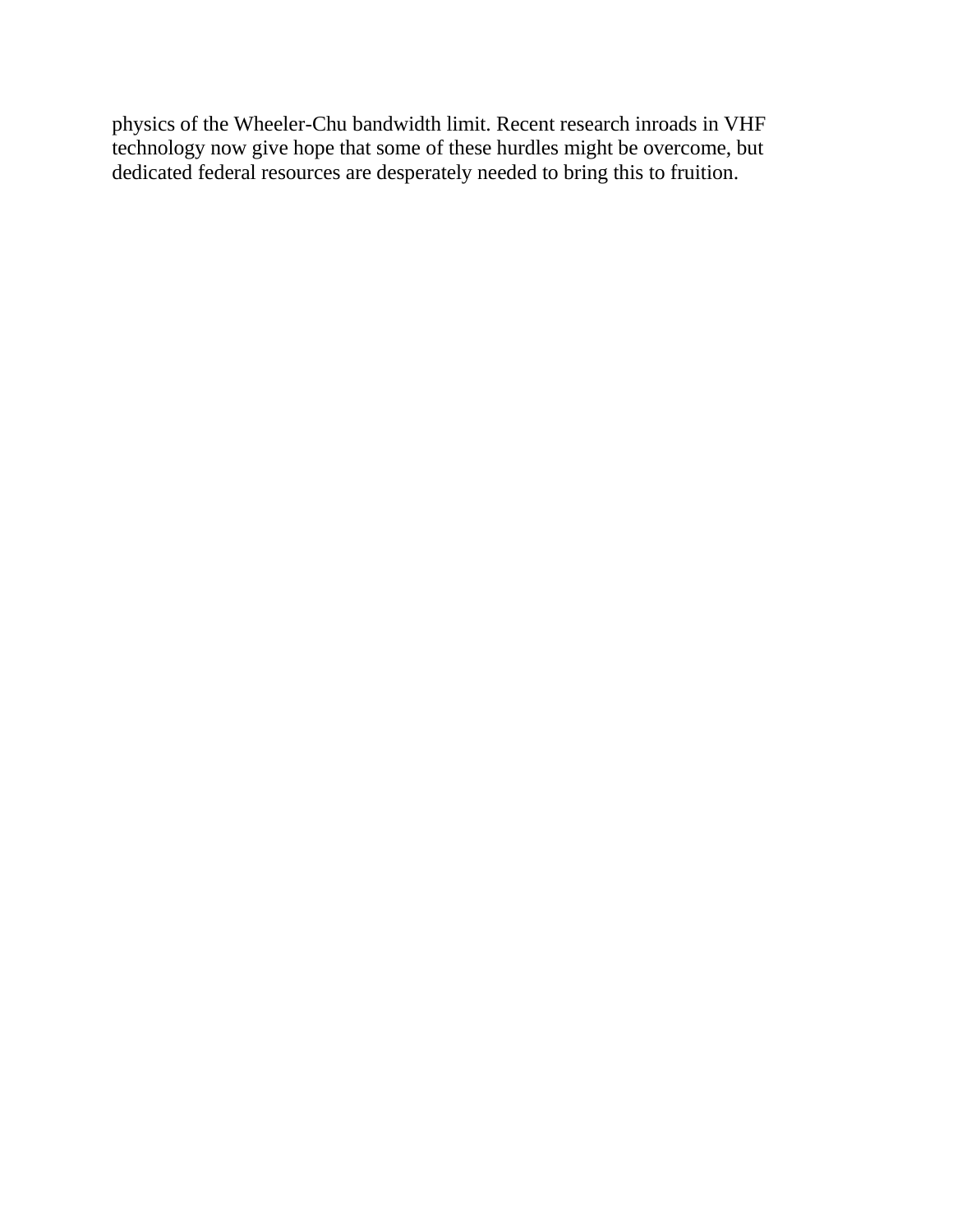physics of the Wheeler-Chu bandwidth limit. Recent research inroads in VHF technology now give hope that some of these hurdles might be overcome, but dedicated federal resources are desperately needed to bring this to fruition.